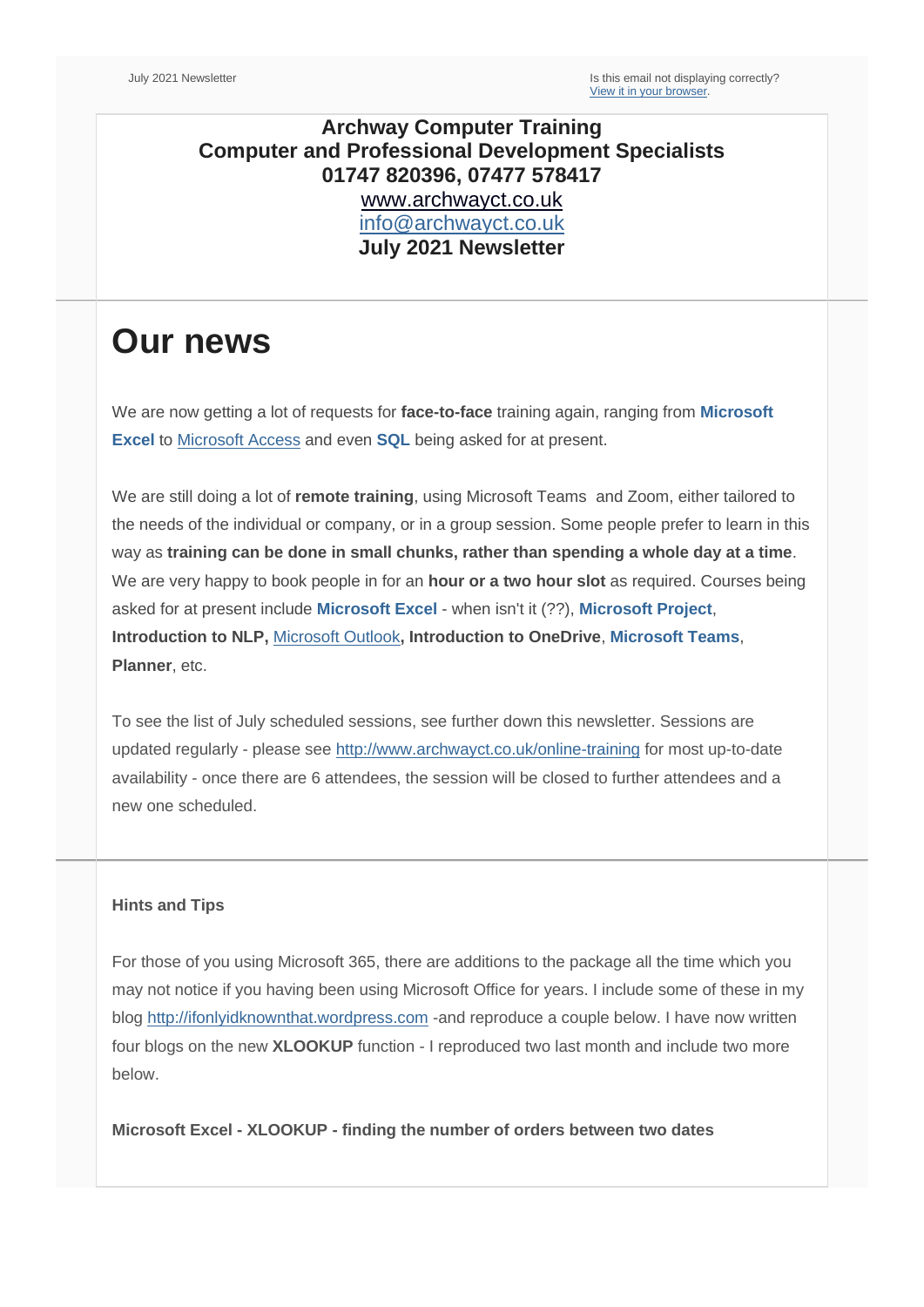July 2021 Newsletter

Is this email not displaying correctly?
View it in your browser.

**Archway Computer Training**
**Computer and Professional Development Specialists**
**01747 820396, 07477 578417**
www.archwayct.co.uk
info@archwayct.co.uk
**July 2021 Newsletter**

# Our news

We are now getting a lot of requests for **face-to-face** training again, ranging from **Microsoft Excel** to Microsoft Access and even **SQL** being asked for at present.

We are still doing a lot of **remote training**, using Microsoft Teams and Zoom, either tailored to the needs of the individual or company, or in a group session. Some people prefer to learn in this way as **training can be done in small chunks, rather than spending a whole day at a time**. We are very happy to book people in for an **hour or a two hour slot** as required. Courses being asked for at present include **Microsoft Excel** - when isn't it (??), **Microsoft Project**, **Introduction to NLP,** Microsoft Outlook**, Introduction to OneDrive**, **Microsoft Teams**, **Planner**, etc.

To see the list of July scheduled sessions, see further down this newsletter. Sessions are updated regularly - please see http://www.archwayct.co.uk/online-training for most up-to-date availability - once there are 6 attendees, the session will be closed to further attendees and a new one scheduled.

**Hints and Tips**

For those of you using Microsoft 365, there are additions to the package all the time which you may not notice if you having been using Microsoft Office for years. I include some of these in my blog http://ifonlyidknownthat.wordpress.com -and reproduce a couple below. I have now written four blogs on the new **XLOOKUP** function - I reproduced two last month and include two more below.

**Microsoft Excel - XLOOKUP - finding the number of orders between two dates**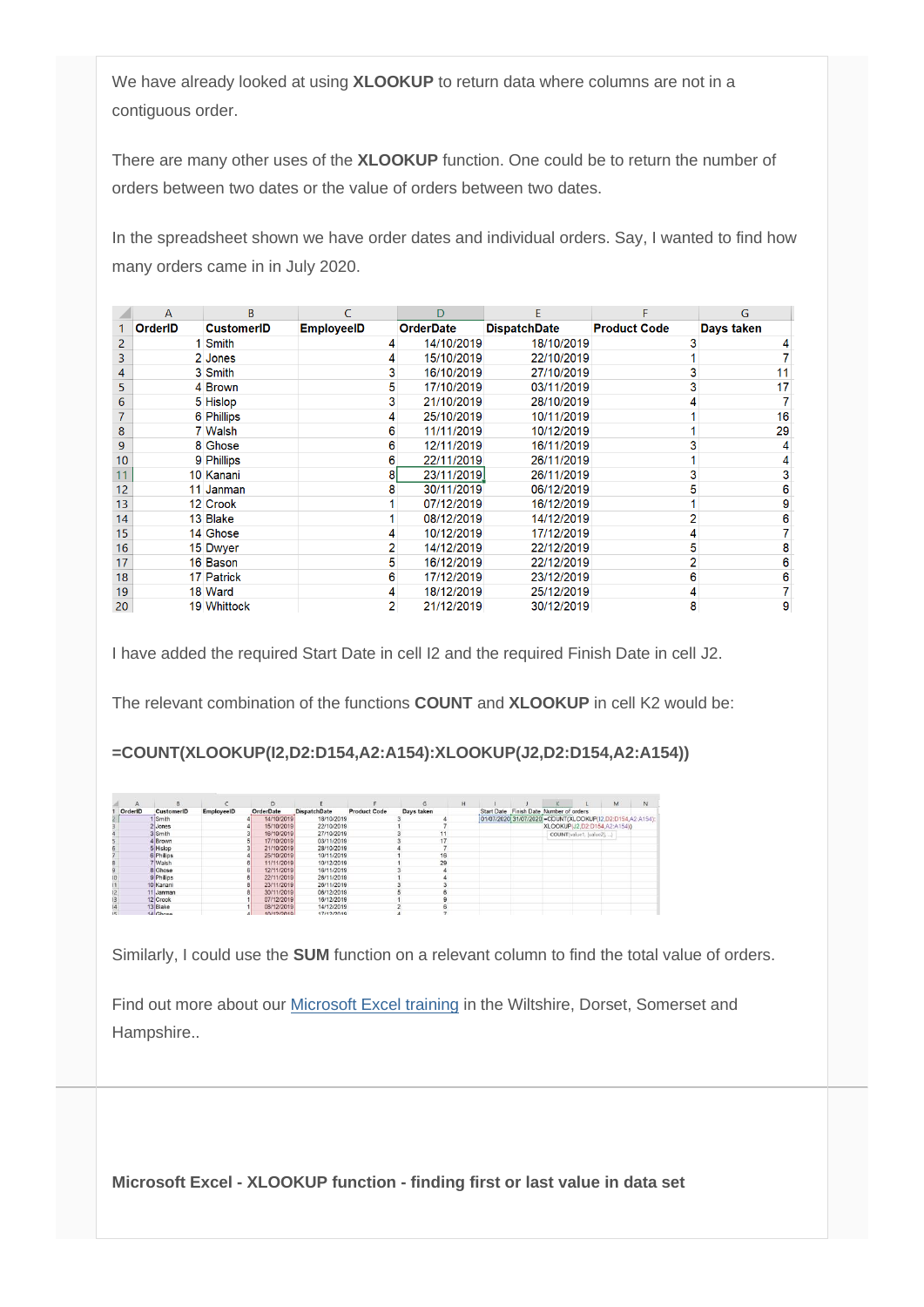We have already looked at using **XLOOKUP** to return data where columns are not in a contiguous order.

There are many other uses of the **XLOOKUP** function. One could be to return the number of orders between two dates or the value of orders between two dates.

In the spreadsheet shown we have order dates and individual orders. Say, I wanted to find how many orders came in in July 2020.

| | A | B | C | D | E | F | G |
|---|---|---|---|---|---|---|---|
| 1 | OrderID | CustomerID | EmployeeID | OrderDate | DispatchDate | Product Code | Days taken |
| 2 | 1 | Smith | 4 | 14/10/2019 | 18/10/2019 | 3 | 4 |
| 3 | 2 | Jones | 4 | 15/10/2019 | 22/10/2019 | 1 | 7 |
| 4 | 3 | Smith | 3 | 16/10/2019 | 27/10/2019 | 3 | 11 |
| 5 | 4 | Brown | 5 | 17/10/2019 | 03/11/2019 | 3 | 17 |
| 6 | 5 | Hislop | 3 | 21/10/2019 | 28/10/2019 | 4 | 7 |
| 7 | 6 | Phillips | 4 | 25/10/2019 | 10/11/2019 | 1 | 16 |
| 8 | 7 | Walsh | 6 | 11/11/2019 | 10/12/2019 | 1 | 29 |
| 9 | 8 | Ghose | 6 | 12/11/2019 | 16/11/2019 | 3 | 4 |
| 10 | 9 | Phillips | 6 | 22/11/2019 | 26/11/2019 | 1 | 4 |
| 11 | 10 | Kanani | 8 | 23/11/2019 | 26/11/2019 | 3 | 3 |
| 12 | 11 | Janman | 8 | 30/11/2019 | 06/12/2019 | 5 | 6 |
| 13 | 12 | Crook | 1 | 07/12/2019 | 16/12/2019 | 1 | 9 |
| 14 | 13 | Blake | 1 | 08/12/2019 | 14/12/2019 | 2 | 6 |
| 15 | 14 | Ghose | 4 | 10/12/2019 | 17/12/2019 | 4 | 7 |
| 16 | 15 | Dwyer | 2 | 14/12/2019 | 22/12/2019 | 5 | 8 |
| 17 | 16 | Bason | 5 | 16/12/2019 | 22/12/2019 | 2 | 6 |
| 18 | 17 | Patrick | 6 | 17/12/2019 | 23/12/2019 | 6 | 6 |
| 19 | 18 | Ward | 4 | 18/12/2019 | 25/12/2019 | 4 | 7 |
| 20 | 19 | Whittock | 2 | 21/12/2019 | 30/12/2019 | 8 | 9 |

I have added the required Start Date in cell I2 and the required Finish Date in cell J2.

The relevant combination of the functions **COUNT** and **XLOOKUP** in cell K2 would be:

**=COUNT(XLOOKUP(I2,D2:D154,A2:A154):XLOOKUP(J2,D2:D154,A2:A154))**

Similarly, I could use the **SUM** function on a relevant column to find the total value of orders.

Find out more about our Microsoft Excel training in the Wiltshire, Dorset, Somerset and Hampshire..

**Microsoft Excel - XLOOKUP function - finding first or last value in data set**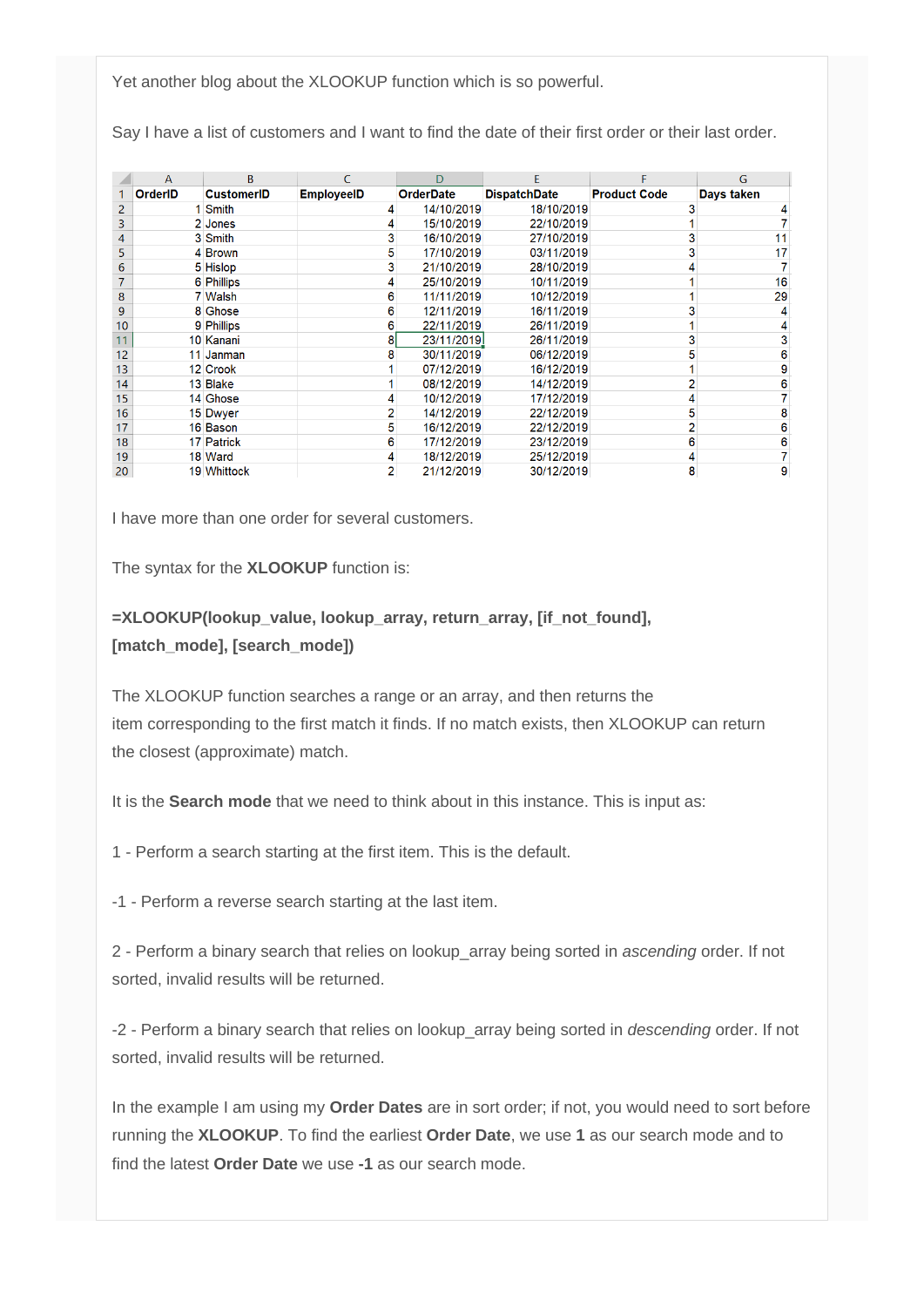Yet another blog about the XLOOKUP function which is so powerful.

Say I have a list of customers and I want to find the date of their first order or their last order.

| | A | B | C | D | E | F | G |
|---|---|---|---|---|---|---|---|
| 1 | OrderID | CustomerID | EmployeeID | OrderDate | DispatchDate | Product Code | Days taken |
| 2 | 1 | Smith | 4 | 14/10/2019 | 18/10/2019 | 3 | 4 |
| 3 | 2 | Jones | 4 | 15/10/2019 | 22/10/2019 | 1 | 7 |
| 4 | 3 | Smith | 3 | 16/10/2019 | 27/10/2019 | 3 | 11 |
| 5 | 4 | Brown | 5 | 17/10/2019 | 03/11/2019 | 3 | 17 |
| 6 | 5 | Hislop | 3 | 21/10/2019 | 28/10/2019 | 4 | 7 |
| 7 | 6 | Phillips | 4 | 25/10/2019 | 10/11/2019 | 1 | 16 |
| 8 | 7 | Walsh | 6 | 11/11/2019 | 10/12/2019 | 1 | 29 |
| 9 | 8 | Ghose | 6 | 12/11/2019 | 16/11/2019 | 3 | 4 |
| 10 | 9 | Phillips | 6 | 22/11/2019 | 26/11/2019 | 1 | 4 |
| 11 | 10 | Kanani | 8 | 23/11/2019 | 26/11/2019 | 3 | 3 |
| 12 | 11 | Janman | 8 | 30/11/2019 | 06/12/2019 | 5 | 6 |
| 13 | 12 | Crook | 1 | 07/12/2019 | 16/12/2019 | 1 | 9 |
| 14 | 13 | Blake | 1 | 08/12/2019 | 14/12/2019 | 2 | 6 |
| 15 | 14 | Ghose | 4 | 10/12/2019 | 17/12/2019 | 4 | 7 |
| 16 | 15 | Dwyer | 2 | 14/12/2019 | 22/12/2019 | 5 | 8 |
| 17 | 16 | Bason | 5 | 16/12/2019 | 22/12/2019 | 2 | 6 |
| 18 | 17 | Patrick | 6 | 17/12/2019 | 23/12/2019 | 6 | 6 |
| 19 | 18 | Ward | 4 | 18/12/2019 | 25/12/2019 | 4 | 7 |
| 20 | 19 | Whittock | 2 | 21/12/2019 | 30/12/2019 | 8 | 9 |

I have more than one order for several customers.

The syntax for the **XLOOKUP** function is:

**=XLOOKUP(lookup_value, lookup_array, return_array, [if_not_found], [match_mode], [search_mode])**

The XLOOKUP function searches a range or an array, and then returns the item corresponding to the first match it finds. If no match exists, then XLOOKUP can return the closest (approximate) match.

It is the **Search mode** that we need to think about in this instance. This is input as:

1 - Perform a search starting at the first item. This is the default.

-1 - Perform a reverse search starting at the last item.

2 - Perform a binary search that relies on lookup_array being sorted in *ascending* order. If not sorted, invalid results will be returned.

-2 - Perform a binary search that relies on lookup_array being sorted in *descending* order. If not sorted, invalid results will be returned.

In the example I am using my **Order Dates** are in sort order; if not, you would need to sort before running the **XLOOKUP**. To find the earliest **Order Date**, we use **1** as our search mode and to find the latest **Order Date** we use **-1** as our search mode.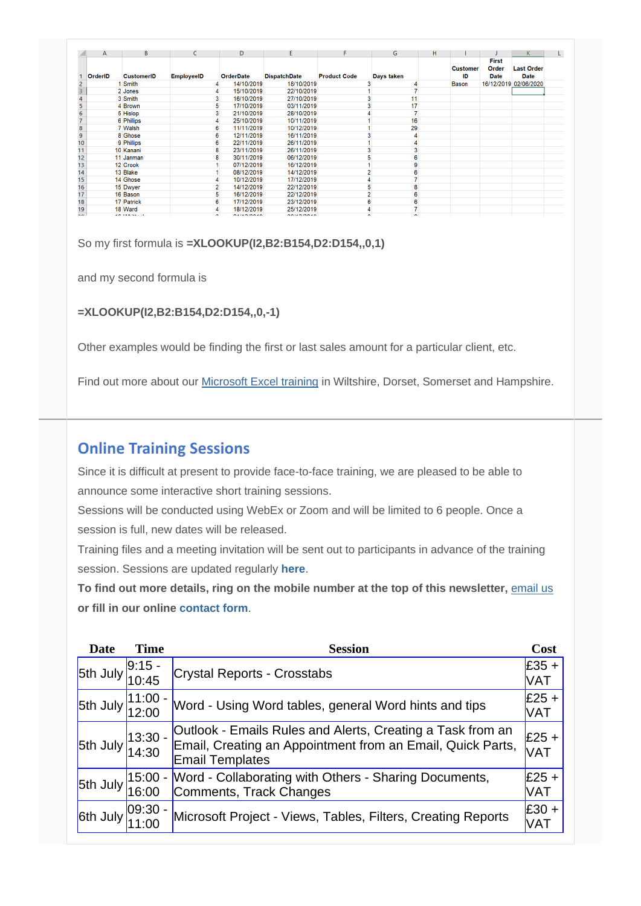| OrderID | CustomerID | EmployeeID | OrderDate | DispatchDate | Product Code | Days taken |
|---|---|---|---|---|---|---|
| 1 | Smith | 4 | 14/10/2019 | 18/10/2019 | 3 | 4 |
| 2 | Jones | 4 | 15/10/2019 | 22/10/2019 | 1 | 7 |
| 3 | Smith | 3 | 16/10/2019 | 27/10/2019 | 3 | 11 |
| 4 | Brown | 5 | 17/10/2019 | 03/11/2019 | 3 | 17 |
| 5 | Hislop | 3 | 21/10/2019 | 28/10/2019 | 4 | 7 |
| 6 | Phillips | 4 | 25/10/2019 | 10/11/2019 | 1 | 16 |
| 7 | Walsh | 6 | 11/11/2019 | 10/12/2019 | 1 | 29 |
| 8 | Ghose | 6 | 12/11/2019 | 16/11/2019 | 3 | 4 |
| 9 | Phillips | 6 | 22/11/2019 | 26/11/2019 | 1 | 4 |
| 10 | Kanani | 8 | 23/11/2019 | 26/11/2019 | 3 | 3 |
| 11 | Janman | 8 | 30/11/2019 | 06/12/2019 | 5 | 6 |
| 12 | Crook | 1 | 07/12/2019 | 16/12/2019 | 1 | 9 |
| 13 | Blake | 1 | 08/12/2019 | 14/12/2019 | 2 | 6 |
| 14 | Ghose | 4 | 10/12/2019 | 17/12/2019 | 4 | 7 |
| 15 | Dwyer | 2 | 14/12/2019 | 22/12/2019 | 5 | 8 |
| 16 | Bason | 5 | 16/12/2019 | 22/12/2019 | 2 | 6 |
| 17 | Patrick | 6 | 17/12/2019 | 23/12/2019 | 6 | 6 |
| 18 | Ward | 4 | 18/12/2019 | 25/12/2019 | 4 | 7 |

| Customer ID | First Order Date | Last Order Date |
|---|---|---|
| Bason | 16/12/2019 | 02/06/2020 |

So my first formula is **=XLOOKUP(I2,B2:B154,D2:D154,,0,1)**

and my second formula is

**=XLOOKUP(I2,B2:B154,D2:D154,,0,-1)**

Other examples would be finding the first or last sales amount for a particular client, etc.

Find out more about our Microsoft Excel training in Wiltshire, Dorset, Somerset and Hampshire.

## Online Training Sessions

Since it is difficult at present to provide face-to-face training, we are pleased to be able to announce some interactive short training sessions.

Sessions will be conducted using WebEx or Zoom and will be limited to 6 people. Once a session is full, new dates will be released.

Training files and a meeting invitation will be sent out to participants in advance of the training session. Sessions are updated regularly **here**.

**To find out more details, ring on the mobile number at the top of this newsletter,** email us **or fill in our online contact form**.

| Date | Time | Session | Cost |
|---|---|---|---|
| 5th July | 9:15 - 10:45 | Crystal Reports - Crosstabs | £35 + VAT |
| 5th July | 11:00 - 12:00 | Word - Using Word tables, general Word hints and tips | £25 + VAT |
| 5th July | 13:30 - 14:30 | Outlook - Emails Rules and Alerts, Creating a Task from an Email, Creating an Appointment from an Email, Quick Parts, Email Templates | £25 + VAT |
| 5th July | 15:00 - 16:00 | Word - Collaborating with Others - Sharing Documents, Comments, Track Changes | £25 + VAT |
| 6th July | 09:30 - 11:00 | Microsoft Project - Views, Tables, Filters, Creating Reports | £30 + VAT |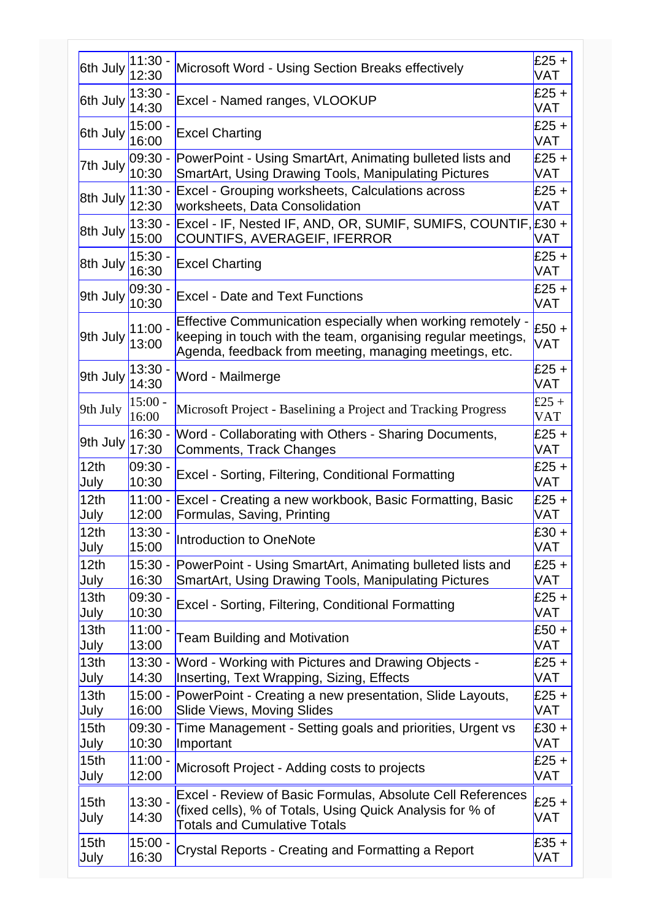| | | | |
|---|---|---|---|
| 6th July | 11:30 - 12:30 | Microsoft Word - Using Section Breaks effectively | £25 + VAT |
| 6th July | 13:30 - 14:30 | Excel - Named ranges, VLOOKUP | £25 + VAT |
| 6th July | 15:00 - 16:00 | Excel Charting | £25 + VAT |
| 7th July | 09:30 - 10:30 | PowerPoint - Using SmartArt, Animating bulleted lists and SmartArt, Using Drawing Tools, Manipulating Pictures | £25 + VAT |
| 8th July | 11:30 - 12:30 | Excel - Grouping worksheets, Calculations across worksheets, Data Consolidation | £25 + VAT |
| 8th July | 13:30 - 15:00 | Excel - IF, Nested IF, AND, OR, SUMIF, SUMIFS, COUNTIF, COUNTIFS, AVERAGEIF, IFERROR | £30 + VAT |
| 8th July | 15:30 - 16:30 | Excel Charting | £25 + VAT |
| 9th July | 09:30 - 10:30 | Excel - Date and Text Functions | £25 + VAT |
| 9th July | 11:00 - 13:00 | Effective Communication especially when working remotely - keeping in touch with the team, organising regular meetings, Agenda, feedback from meeting, managing meetings, etc. | £50 + VAT |
| 9th July | 13:30 - 14:30 | Word - Mailmerge | £25 + VAT |
| 9th July | 15:00 - 16:00 | Microsoft Project - Baselining a Project and Tracking Progress | £25 + VAT |
| 9th July | 16:30 - 17:30 | Word - Collaborating with Others - Sharing Documents, Comments, Track Changes | £25 + VAT |
| 12th July | 09:30 - 10:30 | Excel - Sorting, Filtering, Conditional Formatting | £25 + VAT |
| 12th July | 11:00 - 12:00 | Excel - Creating a new workbook, Basic Formatting, Basic Formulas, Saving, Printing | £25 + VAT |
| 12th July | 13:30 - 15:00 | Introduction to OneNote | £30 + VAT |
| 12th July | 15:30 - 16:30 | PowerPoint - Using SmartArt, Animating bulleted lists and SmartArt, Using Drawing Tools, Manipulating Pictures | £25 + VAT |
| 13th July | 09:30 - 10:30 | Excel - Sorting, Filtering, Conditional Formatting | £25 + VAT |
| 13th July | 11:00 - 13:00 | Team Building and Motivation | £50 + VAT |
| 13th July | 13:30 - 14:30 | Word - Working with Pictures and Drawing Objects - Inserting, Text Wrapping, Sizing, Effects | £25 + VAT |
| 13th July | 15:00 - 16:00 | PowerPoint - Creating a new presentation, Slide Layouts, Slide Views, Moving Slides | £25 + VAT |
| 15th July | 09:30 - 10:30 | Time Management - Setting goals and priorities, Urgent vs Important | £30 + VAT |
| 15th July | 11:00 - 12:00 | Microsoft Project - Adding costs to projects | £25 + VAT |
| 15th July | 13:30 - 14:30 | Excel - Review of Basic Formulas, Absolute Cell References (fixed cells), % of Totals, Using Quick Analysis for % of Totals and Cumulative Totals | £25 + VAT |
| 15th July | 15:00 - 16:30 | Crystal Reports - Creating and Formatting a Report | £35 + VAT |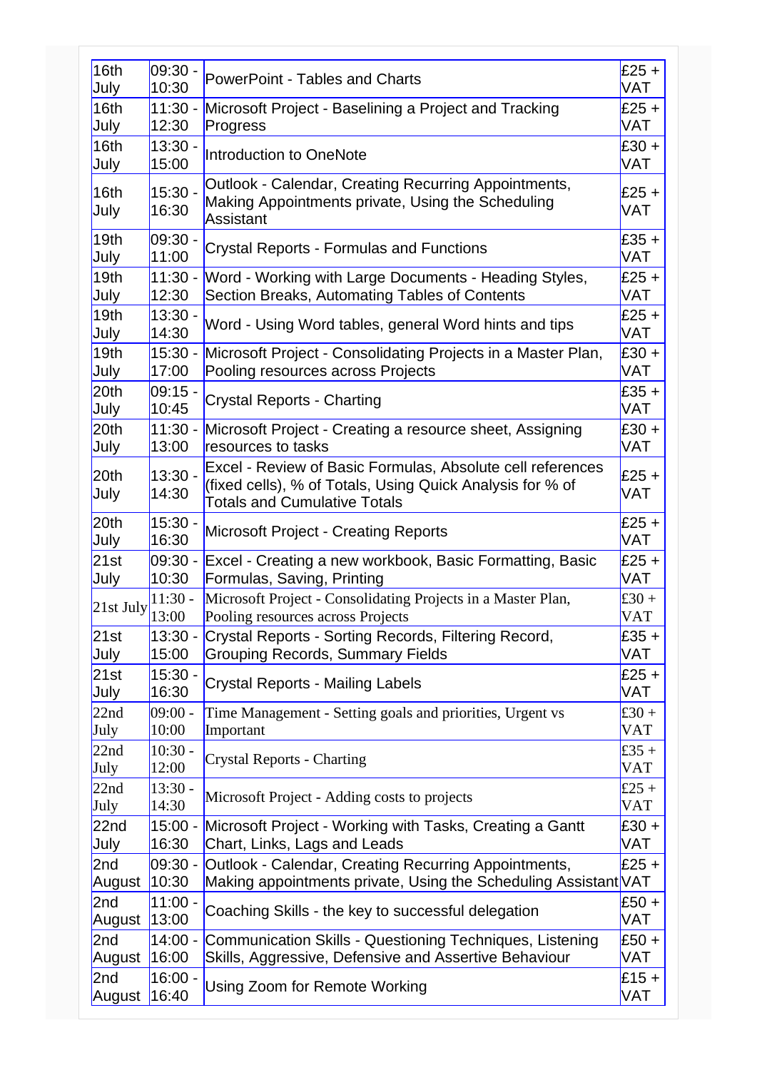| | | | |
|---|---|---|---|
| 16th July | 09:30 - 10:30 | PowerPoint - Tables and Charts | £25 + VAT |
| 16th July | 11:30 - 12:30 | Microsoft Project - Baselining a Project and Tracking Progress | £25 + VAT |
| 16th July | 13:30 - 15:00 | Introduction to OneNote | £30 + VAT |
| 16th July | 15:30 - 16:30 | Outlook - Calendar, Creating Recurring Appointments, Making Appointments private, Using the Scheduling Assistant | £25 + VAT |
| 19th July | 09:30 - 11:00 | Crystal Reports - Formulas and Functions | £35 + VAT |
| 19th July | 11:30 - 12:30 | Word - Working with Large Documents - Heading Styles, Section Breaks, Automating Tables of Contents | £25 + VAT |
| 19th July | 13:30 - 14:30 | Word - Using Word tables, general Word hints and tips | £25 + VAT |
| 19th July | 15:30 - 17:00 | Microsoft Project - Consolidating Projects in a Master Plan, Pooling resources across Projects | £30 + VAT |
| 20th July | 09:15 - 10:45 | Crystal Reports - Charting | £35 + VAT |
| 20th July | 11:30 - 13:00 | Microsoft Project - Creating a resource sheet, Assigning resources to tasks | £30 + VAT |
| 20th July | 13:30 - 14:30 | Excel - Review of Basic Formulas, Absolute cell references (fixed cells), % of Totals, Using Quick Analysis for % of Totals and Cumulative Totals | £25 + VAT |
| 20th July | 15:30 - 16:30 | Microsoft Project - Creating Reports | £25 + VAT |
| 21st July | 09:30 - 10:30 | Excel - Creating a new workbook, Basic Formatting, Basic Formulas, Saving, Printing | £25 + VAT |
| 21st July | 11:30 - 13:00 | Microsoft Project - Consolidating Projects in a Master Plan, Pooling resources across Projects | £30 + VAT |
| 21st July | 13:30 - 15:00 | Crystal Reports - Sorting Records, Filtering Record, Grouping Records, Summary Fields | £35 + VAT |
| 21st July | 15:30 - 16:30 | Crystal Reports - Mailing Labels | £25 + VAT |
| 22nd July | 09:00 - 10:00 | Time Management - Setting goals and priorities, Urgent vs Important | £30 + VAT |
| 22nd July | 10:30 - 12:00 | Crystal Reports - Charting | £35 + VAT |
| 22nd July | 13:30 - 14:30 | Microsoft Project - Adding costs to projects | £25 + VAT |
| 22nd July | 15:00 - 16:30 | Microsoft Project - Working with Tasks, Creating a Gantt Chart, Links, Lags and Leads | £30 + VAT |
| 2nd August | 09:30 - 10:30 | Outlook - Calendar, Creating Recurring Appointments, Making appointments private, Using the Scheduling Assistant | £25 + VAT |
| 2nd August | 11:00 - 13:00 | Coaching Skills - the key to successful delegation | £50 + VAT |
| 2nd August | 14:00 - 16:00 | Communication Skills - Questioning Techniques, Listening Skills, Aggressive, Defensive and Assertive Behaviour | £50 + VAT |
| 2nd August | 16:00 - 16:40 | Using Zoom for Remote Working | £15 + VAT |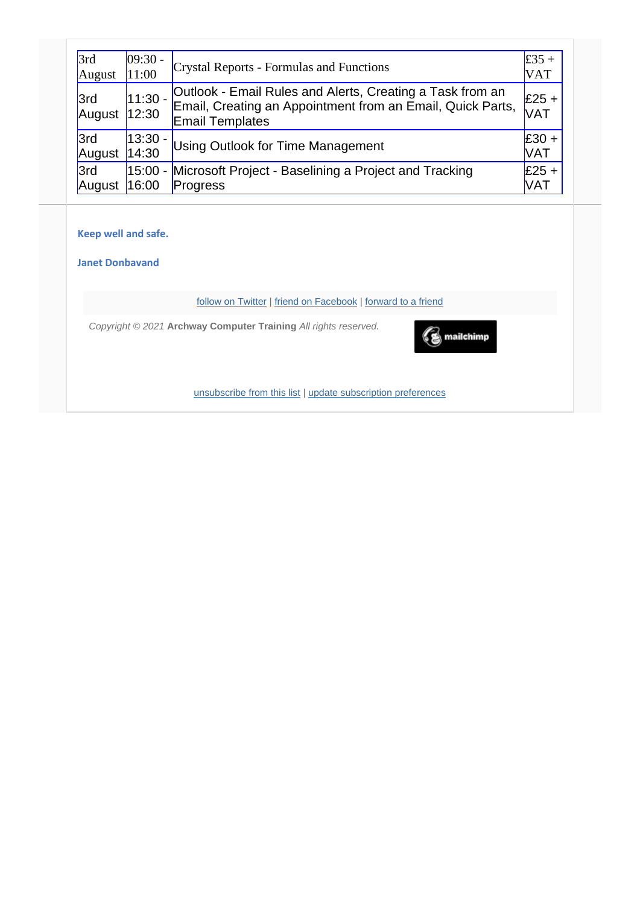| | | | |
|---|---|---|---|
| 3rd August | 09:30 - 11:00 | Crystal Reports - Formulas and Functions | £35 + VAT |
| 3rd August | 11:30 - 12:30 | Outlook - Email Rules and Alerts, Creating a Task from an Email, Creating an Appointment from an Email, Quick Parts, Email Templates | £25 + VAT |
| 3rd August | 13:30 - 14:30 | Using Outlook for Time Management | £30 + VAT |
| 3rd August | 15:00 - 16:00 | Microsoft Project - Baselining a Project and Tracking Progress | £25 + VAT |

**Keep well and safe.**

**Janet Donbavand**

follow on Twitter | friend on Facebook | forward to a friend

*Copyright © 2021* **Archway Computer Training** *All rights reserved.*

unsubscribe from this list | update subscription preferences